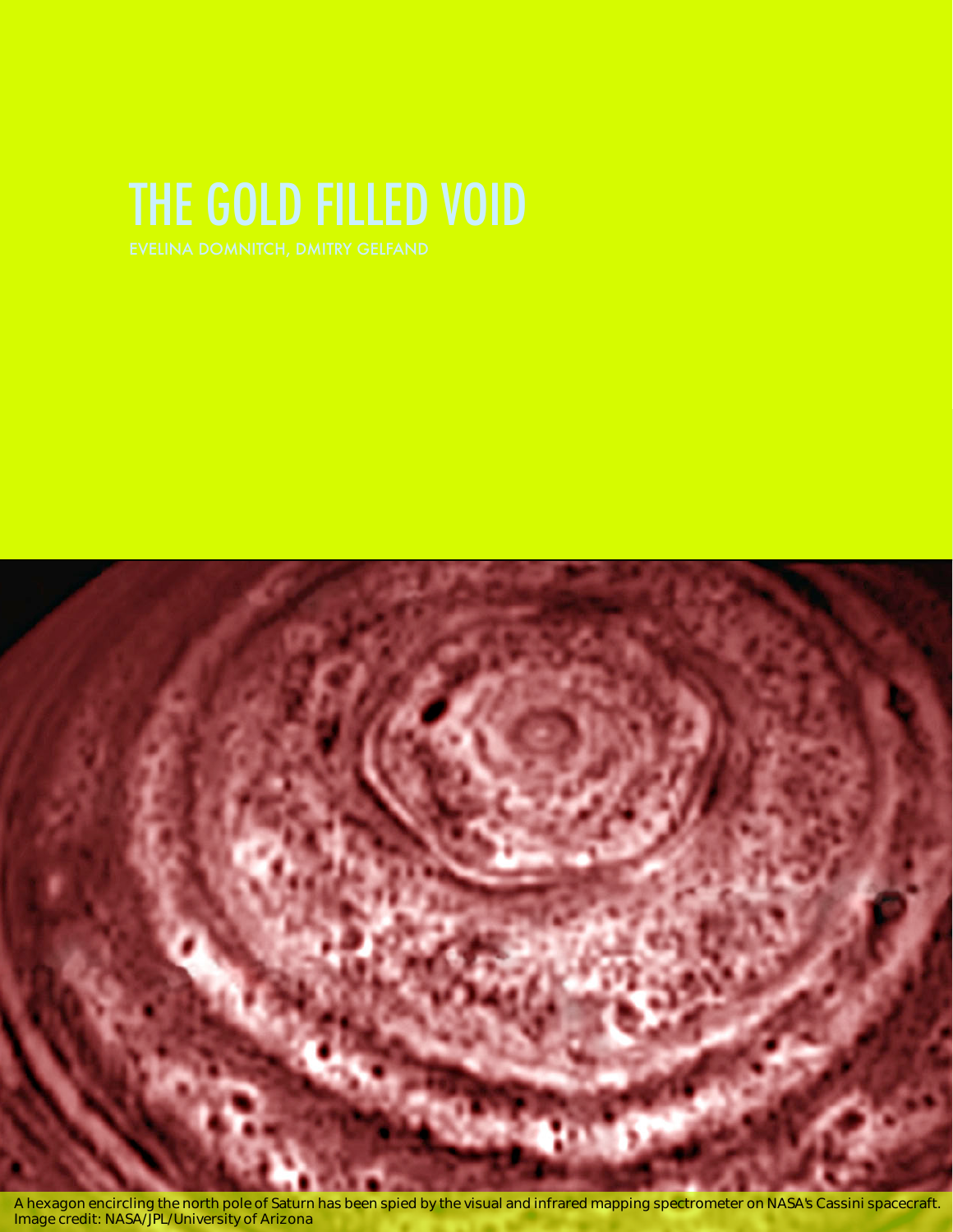# THE GOLD FILLED VOID

EVELINA DOMNITCH, DMITRY GELFAND

A hexagon encircling the north pole of Saturn has been spied by the visual and infrared mapping spectrometer on NASA's Cassini spacecraft. Image credit: NASA/JPL/University of Arizona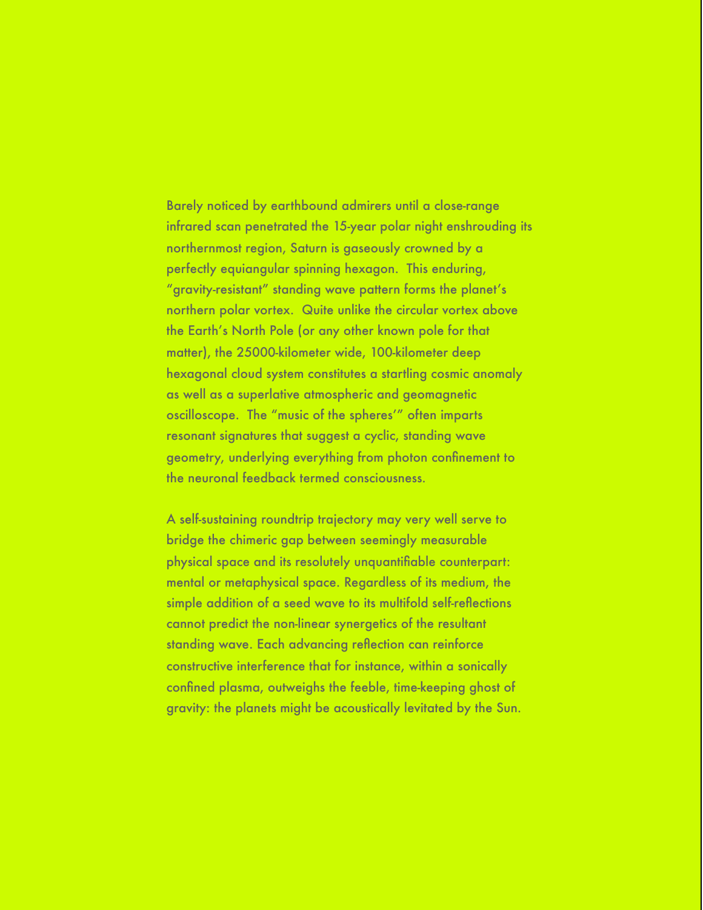Barely noticed by earthbound admirers until a close-range infrared scan penetrated the 15-year polar night enshrouding its northernmost region, Saturn is gaseously crowned by a perfectly equiangular spinning hexagon. This enduring, "gravity-resistant" standing wave pattern forms the planet's northern polar vortex. Quite unlike the circular vortex above the Earth's North Pole (or any other known pole for that matter), the 25000-kilometer wide, 100-kilometer deep hexagonal cloud system constitutes a startling cosmic anomaly as well as a superlative atmospheric and geomagnetic oscilloscope. The "music of the spheres'" often imparts resonant signatures that suggest a cyclic, standing wave geometry, underlying everything from photon confinement to the neuronal feedback termed consciousness.

A self-sustaining roundtrip trajectory may very well serve to bridge the chimeric gap between seemingly measurable physical space and its resolutely unquantifiable counterpart: mental or metaphysical space. Regardless of its medium, the simple addition of a seed wave to its multifold self-reflections cannot predict the non-linear synergetics of the resultant standing wave. Each advancing reflection can reinforce constructive interference that for instance, within a sonically confined plasma, outweighs the feeble, time-keeping ghost of gravity: the planets might be acoustically levitated by the Sun.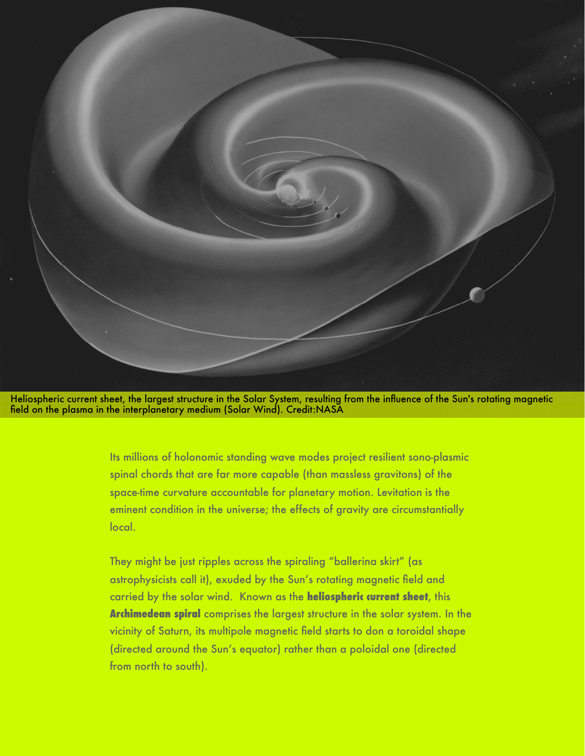Heliospheric current sheet, the largest structure in the Solar System, resulting from the influence of the Sun's rotating magnetic field on the plasma in the interplanetary medium (Solar Wind). Credit:NASA

Its millions of holonomic standing wave modes project resilient sono-plasmic spinal chords that are far more capable (than massless gravitons) of the space-time curvature accountable for planetary motion. Levitation is the eminent condition in the universe; the effects of gravity are circumstantially local.

They might be just ripples across the spiraling "ballerina skirt" (as astrophysicists call it), exuded by the Sun's rotating magnetic field and carried by the solar wind. Known as the **heliospheric current sheet**, this **Archimedean spiral** comprises the largest structure in the solar system. In the vicinity of Saturn, its multipole magnetic field starts to don a toroidal shape (directed around the Sun's equator) rather than a poloidal one (directed from north to south).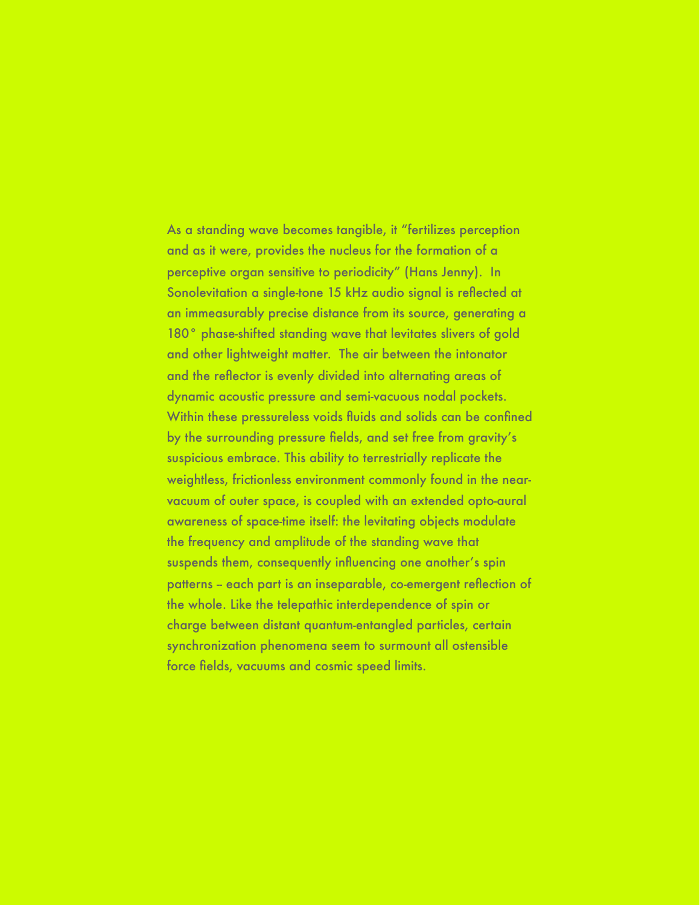As a standing wave becomes tangible, it "fertilizes perception and as it were, provides the nucleus for the formation of a perceptive organ sensitive to periodicity" (Hans Jenny). In Sonolevitation a single-tone 15 kHz audio signal is reflected at an immeasurably precise distance from its source, generating a 180° phase-shifted standing wave that levitates slivers of gold and other lightweight matter. The air between the intonator and the reflector is evenly divided into alternating areas of dynamic acoustic pressure and semi-vacuous nodal pockets. Within these pressureless voids fluids and solids can be confined by the surrounding pressure fields, and set free from gravity's suspicious embrace. This ability to terrestrially replicate the weightless, frictionless environment commonly found in the near-vacuum of outer space, is coupled with an extended opto-aural awareness of space-time itself: the levitating objects modulate the frequency and amplitude of the standing wave that suspends them, consequently influencing one another's spin patterns – each part is an inseparable, co-emergent reflection of the whole. Like the telepathic interdependence of spin or charge between distant quantum-entangled particles, certain synchronization phenomena seem to surmount all ostensible force fields, vacuums and cosmic speed limits.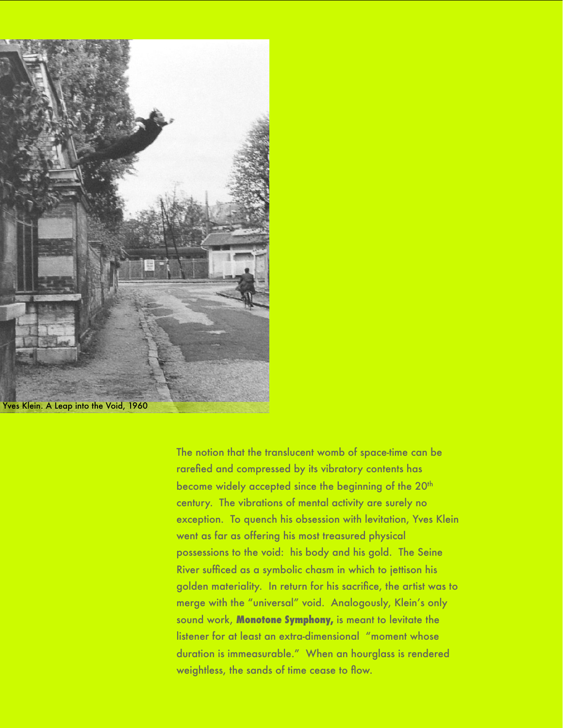Yves Klein. A Leap into the Void, 1960

The notion that the translucent womb of space-time can be rarefied and compressed by its vibratory contents has become widely accepted since the beginning of the 20th century. The vibrations of mental activity are surely no exception. To quench his obsession with levitation, Yves Klein went as far as offering his most treasured physical possessions to the void: his body and his gold. The Seine River sufficed as a symbolic chasm in which to jettison his golden materiality. In return for his sacrifice, the artist was to merge with the "universal" void. Analogously, Klein's only sound work, **Monotone Symphony,** is meant to levitate the listener for at least an extra-dimensional "moment whose duration is immeasurable." When an hourglass is rendered weightless, the sands of time cease to flow.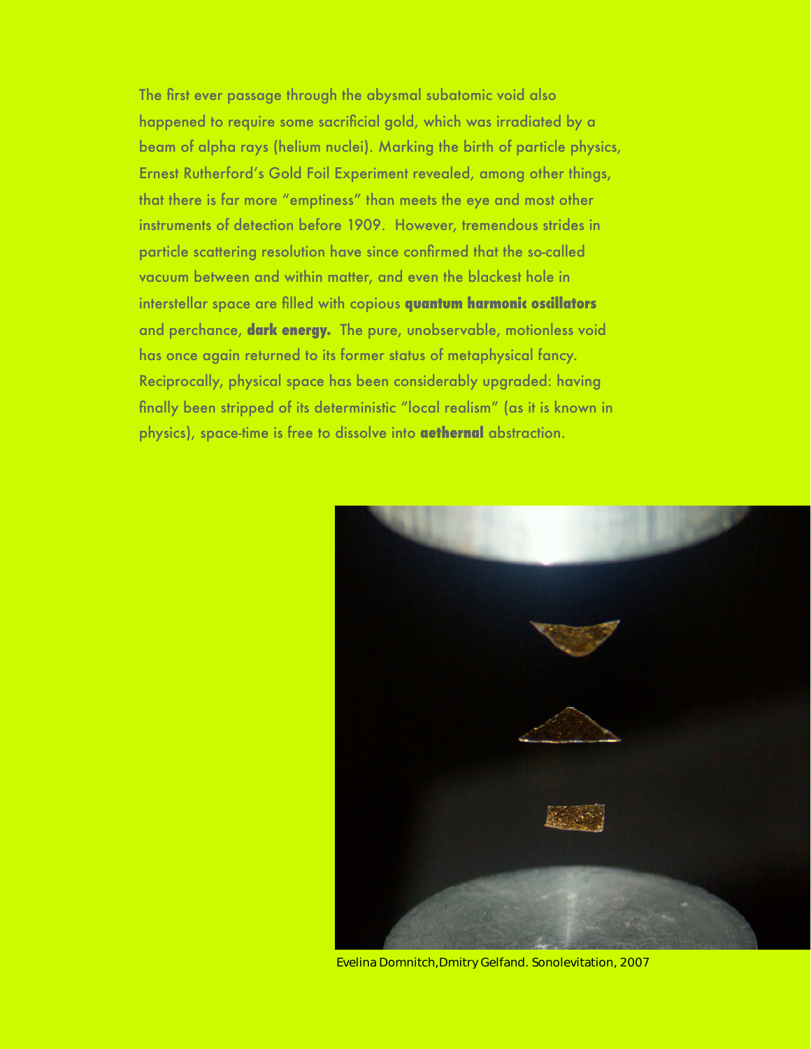The first ever passage through the abysmal subatomic void also happened to require some sacrificial gold, which was irradiated by a beam of alpha rays (helium nuclei). Marking the birth of particle physics, Ernest Rutherford's Gold Foil Experiment revealed, among other things, that there is far more "emptiness" than meets the eye and most other instruments of detection before 1909. However, tremendous strides in particle scattering resolution have since confirmed that the so-called vacuum between and within matter, and even the blackest hole in interstellar space are filled with copious **quantum harmonic oscillators** and perchance, **dark energy.** The pure, unobservable, motionless void has once again returned to its former status of metaphysical fancy. Reciprocally, physical space has been considerably upgraded: having finally been stripped of its deterministic "local realism" (as it is known in physics), space-time is free to dissolve into **aethernal** abstraction.

Evelina Domnitch, Dmitry Gelfand. Sonolevitation, 2007